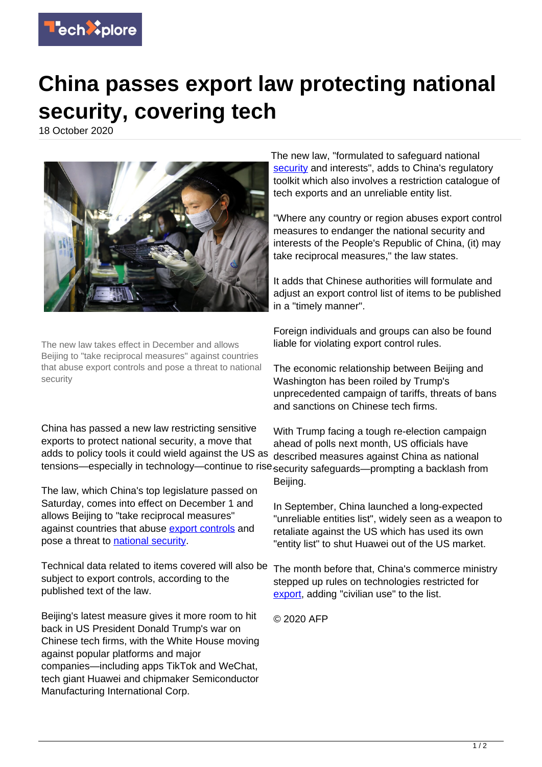# China passes export law protecting national security, covering tech

18 October 2020

The new law takes effect in December and allows Beijing to "take reciprocal measures" against countries that abuse export controls and pose a threat to national security

China has passed a new law restricting sensitive exports to protect national security, a move that adds to policy tools it could wield against the US as tensions—especially in technology—continue to rise.

The law, which China's top legislature passed on Saturday, comes into effect on December 1 and allows Beijing to "take reciprocal measures" against countries that abuse export controls and pose a threat to national security.

Technical data related to items covered will also be subject to export controls, according to the published text of the law.

Beijing's latest measure gives it more room to hit back in US President Donald Trump's war on Chinese tech firms, with the White House moving against popular platforms and major companies—including apps TikTok and WeChat, tech giant Huawei and chipmaker Semiconductor Manufacturing International Corp.

The new law, "formulated to safeguard national security and interests", adds to China's regulatory toolkit which also involves a restriction catalogue of tech exports and an unreliable entity list.

"Where any country or region abuses export control measures to endanger the national security and interests of the People's Republic of China, (it) may take reciprocal measures," the law states.

It adds that Chinese authorities will formulate and adjust an export control list of items to be published in a "timely manner".

Foreign individuals and groups can also be found liable for violating export control rules.

The economic relationship between Beijing and Washington has been roiled by Trump's unprecedented campaign of tariffs, threats of bans and sanctions on Chinese tech firms.

With Trump facing a tough re-election campaign ahead of polls next month, US officials have described measures against China as national security safeguards—prompting a backlash from Beijing.

In September, China launched a long-expected "unreliable entities list", widely seen as a weapon to retaliate against the US which has used its own "entity list" to shut Huawei out of the US market.

The month before that, China's commerce ministry stepped up rules on technologies restricted for export, adding "civilian use" to the list.

© 2020 AFP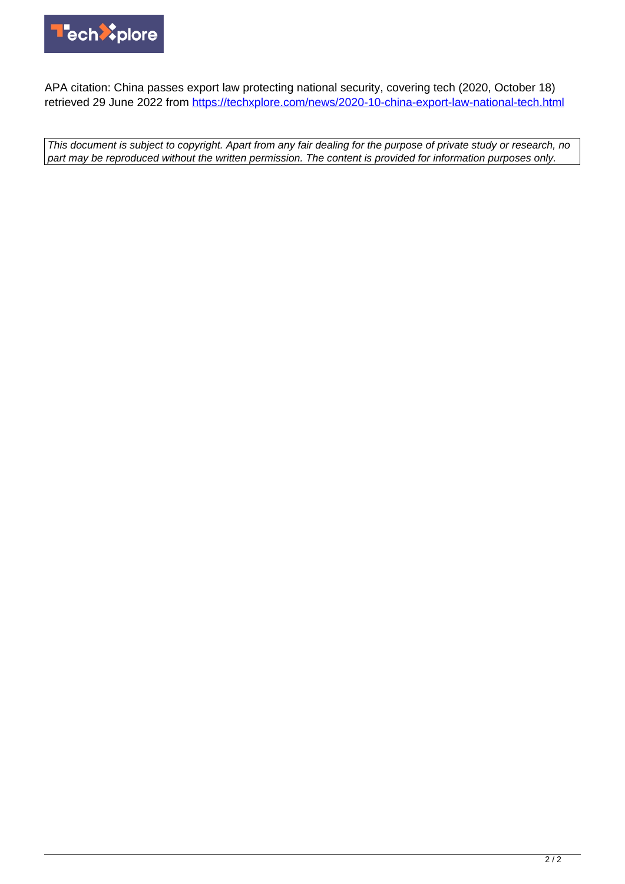APA citation: China passes export law protecting national security, covering tech (2020, October 18) retrieved 29 June 2022 from https://techxplore.com/news/2020-10-china-export-law-national-tech.html

*This document is subject to copyright. Apart from any fair dealing for the purpose of private study or research, no part may be reproduced without the written permission. The content is provided for information purposes only.*